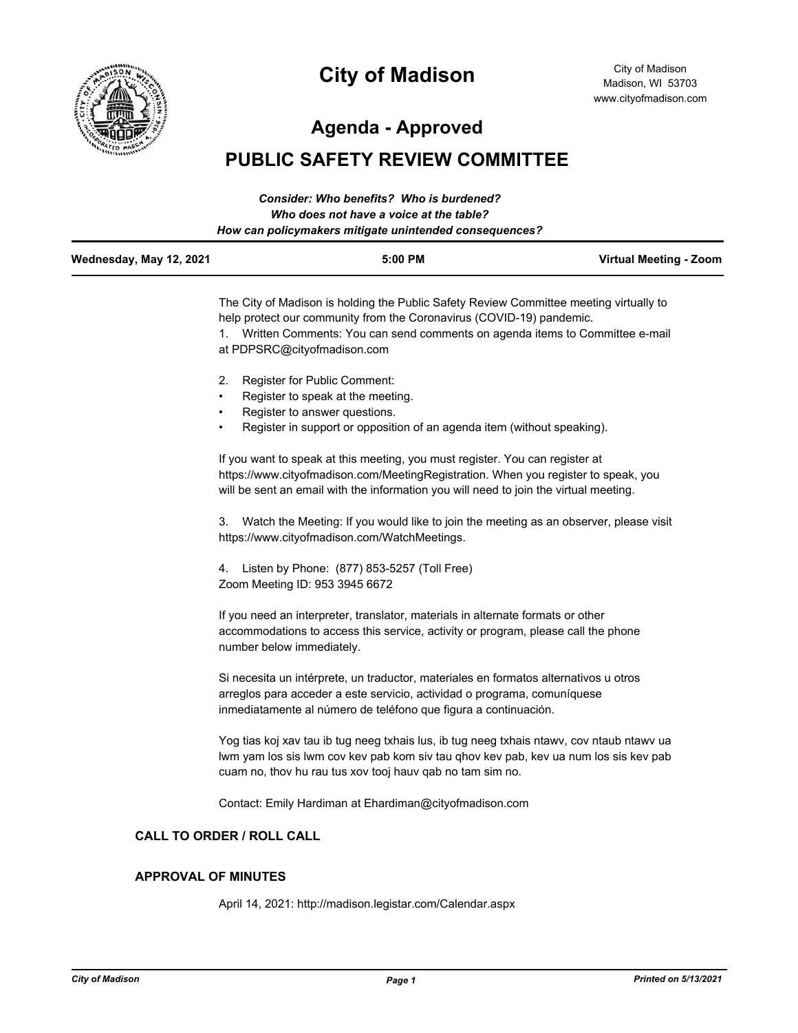# City of Madison

City of Madison
Madison, WI 53703
www.cityofmadison.com

## Agenda - Approved

## PUBLIC SAFETY REVIEW COMMITTEE

***Consider: Who benefits? Who is burdened?***
***Who does not have a voice at the table?***
***How can policymakers mitigate unintended consequences?***

| **Wednesday, May 12, 2021** | **5:00 PM** | **Virtual Meeting - Zoom** |
|---|---|---|

The City of Madison is holding the Public Safety Review Committee meeting virtually to help protect our community from the Coronavirus (COVID-19) pandemic.

1. Written Comments: You can send comments on agenda items to Committee e-mail at PDPSRC@cityofmadison.com

2. Register for Public Comment:
   - Register to speak at the meeting.
   - Register to answer questions.
   - Register in support or opposition of an agenda item (without speaking).

If you want to speak at this meeting, you must register. You can register at https://www.cityofmadison.com/MeetingRegistration. When you register to speak, you will be sent an email with the information you will need to join the virtual meeting.

3. Watch the Meeting: If you would like to join the meeting as an observer, please visit https://www.cityofmadison.com/WatchMeetings.

4. Listen by Phone: (877) 853-5257 (Toll Free)
Zoom Meeting ID: 953 3945 6672

If you need an interpreter, translator, materials in alternate formats or other accommodations to access this service, activity or program, please call the phone number below immediately.

Si necesita un intérprete, un traductor, materiales en formatos alternativos u otros arreglos para acceder a este servicio, actividad o programa, comuníquese inmediatamente al número de teléfono que figura a continuación.

Yog tias koj xav tau ib tug neeg txhais lus, ib tug neeg txhais ntawv, cov ntaub ntawv ua lwm yam los sis lwm cov kev pab kom siv tau qhov kev pab, kev ua num los sis kev pab cuam no, thov hu rau tus xov tooj hauv qab no tam sim no.

Contact: Emily Hardiman at Ehardiman@cityofmadison.com

### CALL TO ORDER / ROLL CALL

### APPROVAL OF MINUTES

April 14, 2021: http://madison.legistar.com/Calendar.aspx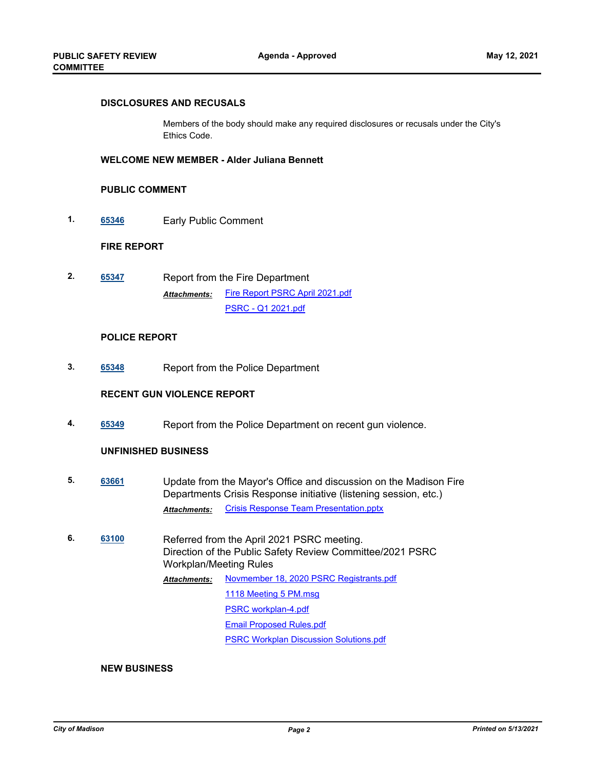## DISCLOSURES AND RECUSALS

Members of the body should make any required disclosures or recusals under the City's Ethics Code.

## WELCOME NEW MEMBER - Alder Juliana Bennett

## PUBLIC COMMENT

1. **65346** Early Public Comment

## FIRE REPORT

2. **65347** Report from the Fire Department

   *Attachments:* Fire Report PSRC April 2021.pdf
   PSRC - Q1 2021.pdf

## POLICE REPORT

3. **65348** Report from the Police Department

## RECENT GUN VIOLENCE REPORT

4. **65349** Report from the Police Department on recent gun violence.

## UNFINISHED BUSINESS

5. **63661** Update from the Mayor's Office and discussion on the Madison Fire Departments Crisis Response initiative (listening session, etc.)

   *Attachments:* Crisis Response Team Presentation.pptx

6. **63100** Referred from the April 2021 PSRC meeting.
   Direction of the Public Safety Review Committee/2021 PSRC Workplan/Meeting Rules

   *Attachments:* Novmember 18, 2020 PSRC Registrants.pdf
   1118 Meeting 5 PM.msg
   PSRC workplan-4.pdf
   Email Proposed Rules.pdf
   PSRC Workplan Discussion Solutions.pdf

## NEW BUSINESS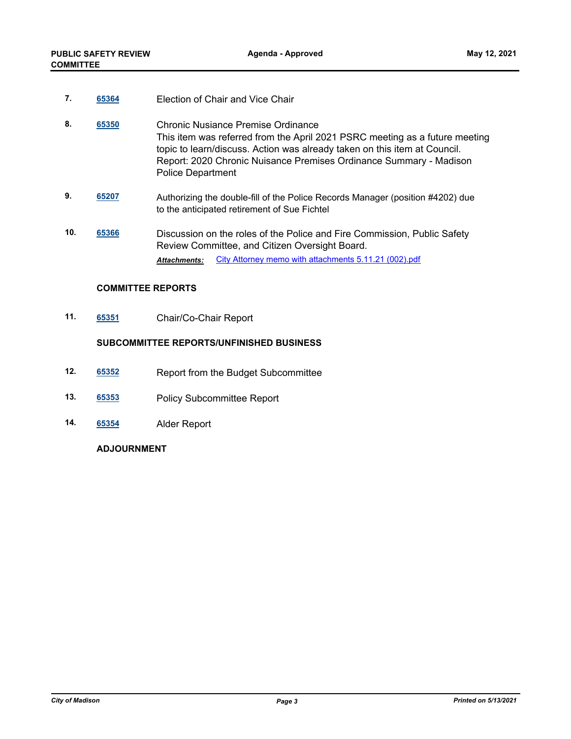7. **65364** Election of Chair and Vice Chair

8. **65350** Chronic Nusiance Premise Ordinance
   This item was referred from the April 2021 PSRC meeting as a future meeting topic to learn/discuss. Action was already taken on this item at Council.
   Report: 2020 Chronic Nuisance Premises Ordinance Summary - Madison Police Department

9. **65207** Authorizing the double-fill of the Police Records Manager (position #4202) due to the anticipated retirement of Sue Fichtel

10. **65366** Discussion on the roles of the Police and Fire Commission, Public Safety Review Committee, and Citizen Oversight Board.
    ***Attachments:*** City Attorney memo with attachments 5.11.21 (002).pdf

**COMMITTEE REPORTS**

11. **65351** Chair/Co-Chair Report

**SUBCOMMITTEE REPORTS/UNFINISHED BUSINESS**

12. **65352** Report from the Budget Subcommittee

13. **65353** Policy Subcommittee Report

14. **65354** Alder Report

**ADJOURNMENT**